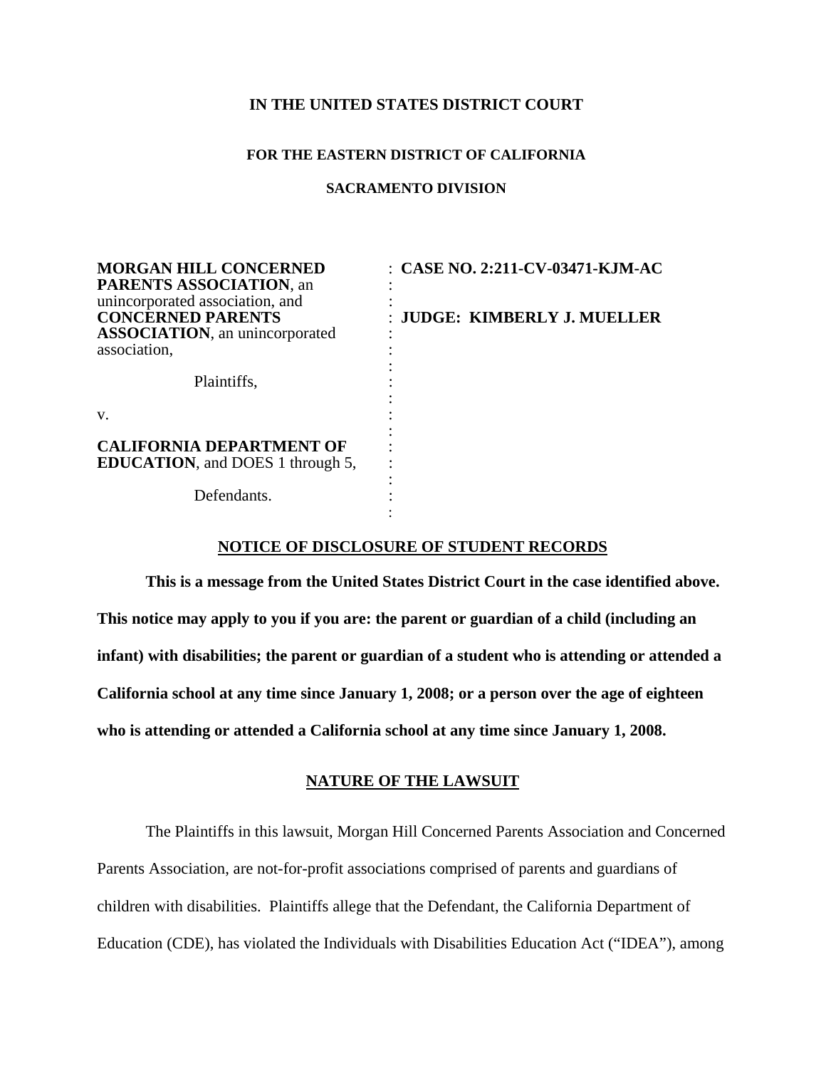**IN THE UNITED STATES DISTRICT COURT**

**FOR THE EASTERN DISTRICT OF CALIFORNIA**

**SACRAMENTO DIVISION**

| | |
|---|---|
| **MORGAN HILL CONCERNED PARENTS ASSOCIATION**, an unincorporated association, and **CONCERNED PARENTS ASSOCIATION**, an unincorporated association,<br><br>Plaintiffs,<br><br>v.<br><br>**CALIFORNIA DEPARTMENT OF EDUCATION**, and DOES 1 through 5,<br><br>Defendants. | **CASE NO. 2:211-CV-03471-KJM-AC**<br><br>**JUDGE: KIMBERLY J. MUELLER** |

## NOTICE OF DISCLOSURE OF STUDENT RECORDS

**This is a message from the United States District Court in the case identified above. This notice may apply to you if you are: the parent or guardian of a child (including an infant) with disabilities; the parent or guardian of a student who is attending or attended a California school at any time since January 1, 2008; or a person over the age of eighteen who is attending or attended a California school at any time since January 1, 2008.**

## NATURE OF THE LAWSUIT

The Plaintiffs in this lawsuit, Morgan Hill Concerned Parents Association and Concerned Parents Association, are not-for-profit associations comprised of parents and guardians of children with disabilities. Plaintiffs allege that the Defendant, the California Department of Education (CDE), has violated the Individuals with Disabilities Education Act ("IDEA"), among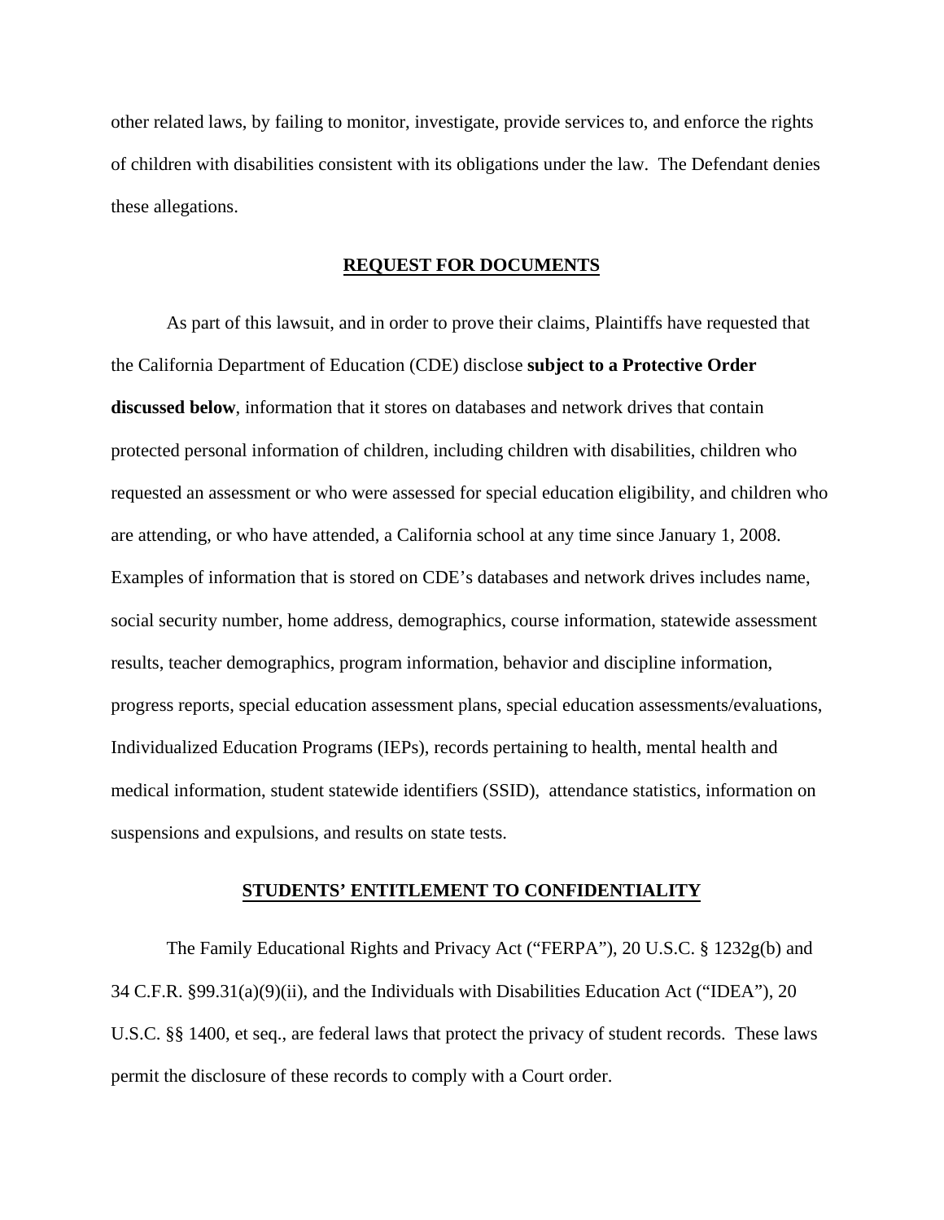other related laws, by failing to monitor, investigate, provide services to, and enforce the rights of children with disabilities consistent with its obligations under the law. The Defendant denies these allegations.

## REQUEST FOR DOCUMENTS

As part of this lawsuit, and in order to prove their claims, Plaintiffs have requested that the California Department of Education (CDE) disclose **subject to a Protective Order discussed below**, information that it stores on databases and network drives that contain protected personal information of children, including children with disabilities, children who requested an assessment or who were assessed for special education eligibility, and children who are attending, or who have attended, a California school at any time since January 1, 2008. Examples of information that is stored on CDE's databases and network drives includes name, social security number, home address, demographics, course information, statewide assessment results, teacher demographics, program information, behavior and discipline information, progress reports, special education assessment plans, special education assessments/evaluations, Individualized Education Programs (IEPs), records pertaining to health, mental health and medical information, student statewide identifiers (SSID), attendance statistics, information on suspensions and expulsions, and results on state tests.

## STUDENTS' ENTITLEMENT TO CONFIDENTIALITY

The Family Educational Rights and Privacy Act ("FERPA"), 20 U.S.C. § 1232g(b) and 34 C.F.R. §99.31(a)(9)(ii), and the Individuals with Disabilities Education Act ("IDEA"), 20 U.S.C. §§ 1400, et seq., are federal laws that protect the privacy of student records. These laws permit the disclosure of these records to comply with a Court order.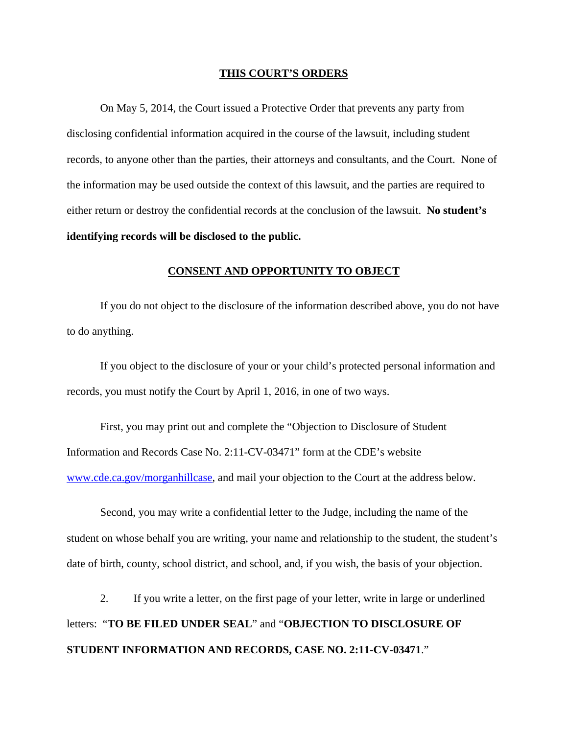## THIS COURT'S ORDERS

On May 5, 2014, the Court issued a Protective Order that prevents any party from disclosing confidential information acquired in the course of the lawsuit, including student records, to anyone other than the parties, their attorneys and consultants, and the Court. None of the information may be used outside the context of this lawsuit, and the parties are required to either return or destroy the confidential records at the conclusion of the lawsuit. **No student's identifying records will be disclosed to the public.**

## CONSENT AND OPPORTUNITY TO OBJECT

If you do not object to the disclosure of the information described above, you do not have to do anything.

If you object to the disclosure of your or your child's protected personal information and records, you must notify the Court by April 1, 2016, in one of two ways.

First, you may print out and complete the "Objection to Disclosure of Student Information and Records Case No. 2:11-CV-03471" form at the CDE's website [www.cde.ca.gov/morganhillcase](www.cde.ca.gov/morganhillcase), and mail your objection to the Court at the address below.

Second, you may write a confidential letter to the Judge, including the name of the student on whose behalf you are writing, your name and relationship to the student, the student's date of birth, county, school district, and school, and, if you wish, the basis of your objection.

2. If you write a letter, on the first page of your letter, write in large or underlined letters: "**TO BE FILED UNDER SEAL**" and "**OBJECTION TO DISCLOSURE OF STUDENT INFORMATION AND RECORDS, CASE NO. 2:11-CV-03471**."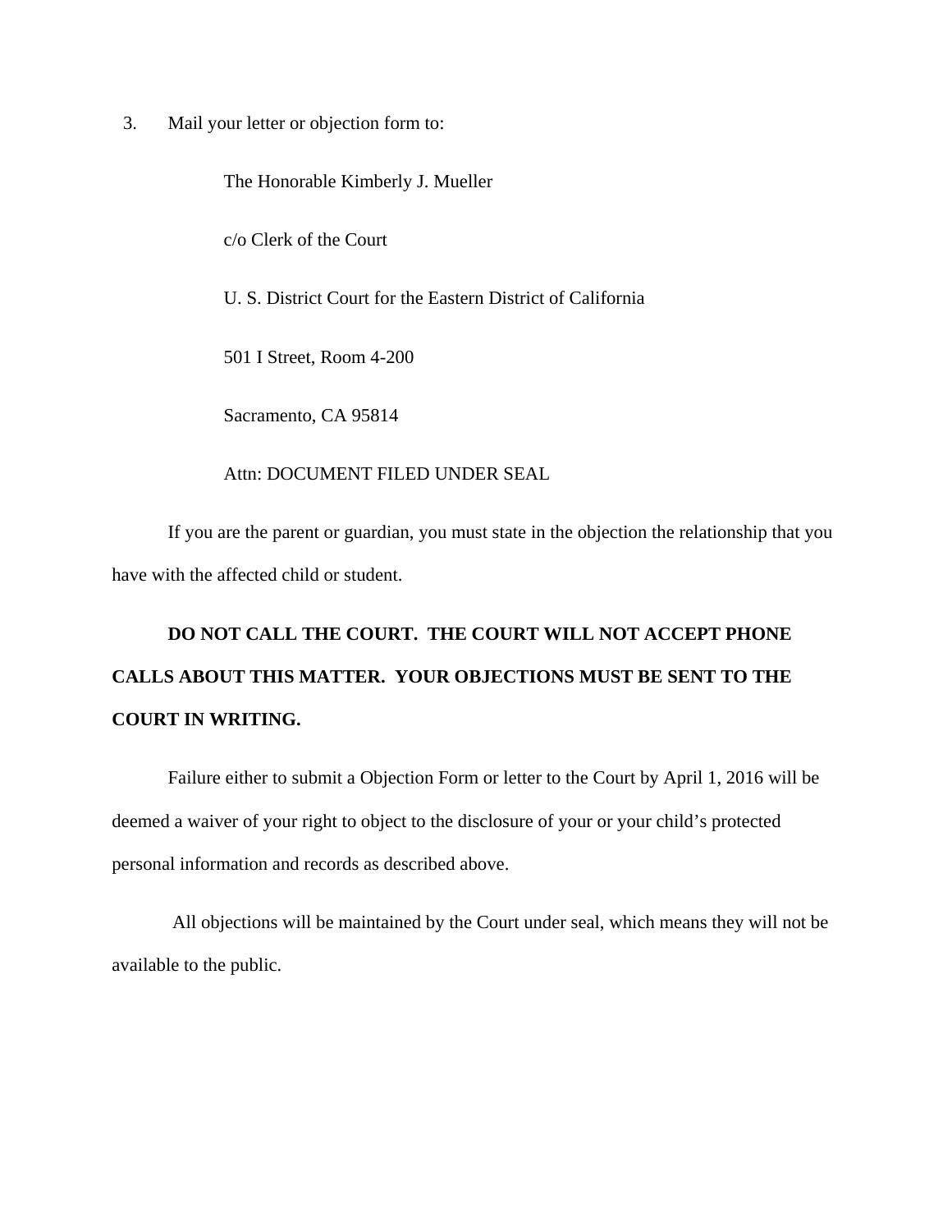3. Mail your letter or objection form to:

    The Honorable Kimberly J. Mueller

    c/o Clerk of the Court

    U. S. District Court for the Eastern District of California

    501 I Street, Room 4-200

    Sacramento, CA 95814

    Attn: DOCUMENT FILED UNDER SEAL

If you are the parent or guardian, you must state in the objection the relationship that you have with the affected child or student.

**DO NOT CALL THE COURT. THE COURT WILL NOT ACCEPT PHONE CALLS ABOUT THIS MATTER. YOUR OBJECTIONS MUST BE SENT TO THE COURT IN WRITING.**

Failure either to submit a Objection Form or letter to the Court by April 1, 2016 will be deemed a waiver of your right to object to the disclosure of your or your child's protected personal information and records as described above.

All objections will be maintained by the Court under seal, which means they will not be available to the public.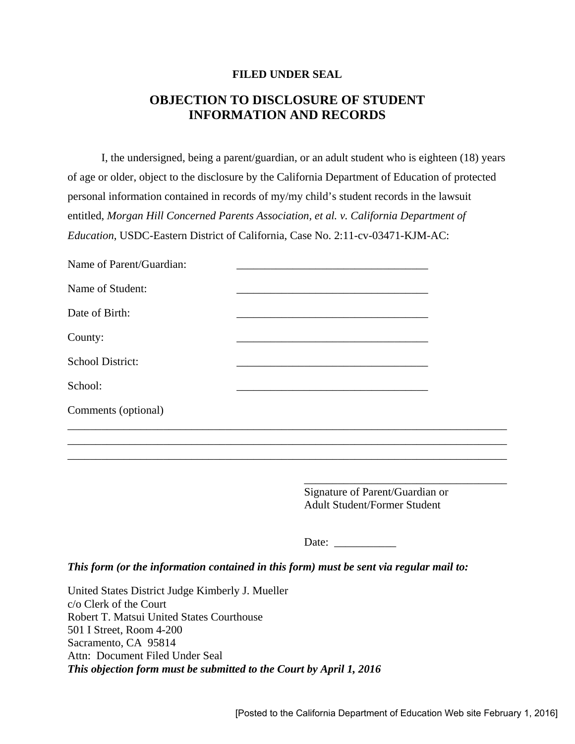**FILED UNDER SEAL**

# OBJECTION TO DISCLOSURE OF STUDENT INFORMATION AND RECORDS

I, the undersigned, being a parent/guardian, or an adult student who is eighteen (18) years of age or older, object to the disclosure by the California Department of Education of protected personal information contained in records of my/my child's student records in the lawsuit entitled, *Morgan Hill Concerned Parents Association, et al. v. California Department of Education*, USDC-Eastern District of California, Case No. 2:11-cv-03471-KJM-AC:

Name of Parent/Guardian: ___________________________________

Name of Student: ___________________________________

Date of Birth: ___________________________________

County: ___________________________________

School District: ___________________________________

School: ___________________________________

Comments (optional)

_______________________________________________________________________________

_______________________________________________________________________________

_______________________________________________________________________________

_____________________________________
Signature of Parent/Guardian or
Adult Student/Former Student

Date: ___________

***This form (or the information contained in this form) must be sent via regular mail to:***

United States District Judge Kimberly J. Mueller
c/o Clerk of the Court
Robert T. Matsui United States Courthouse
501 I Street, Room 4-200
Sacramento, CA 95814
Attn: Document Filed Under Seal
***This objection form must be submitted to the Court by April 1, 2016***

[Posted to the California Department of Education Web site February 1, 2016]